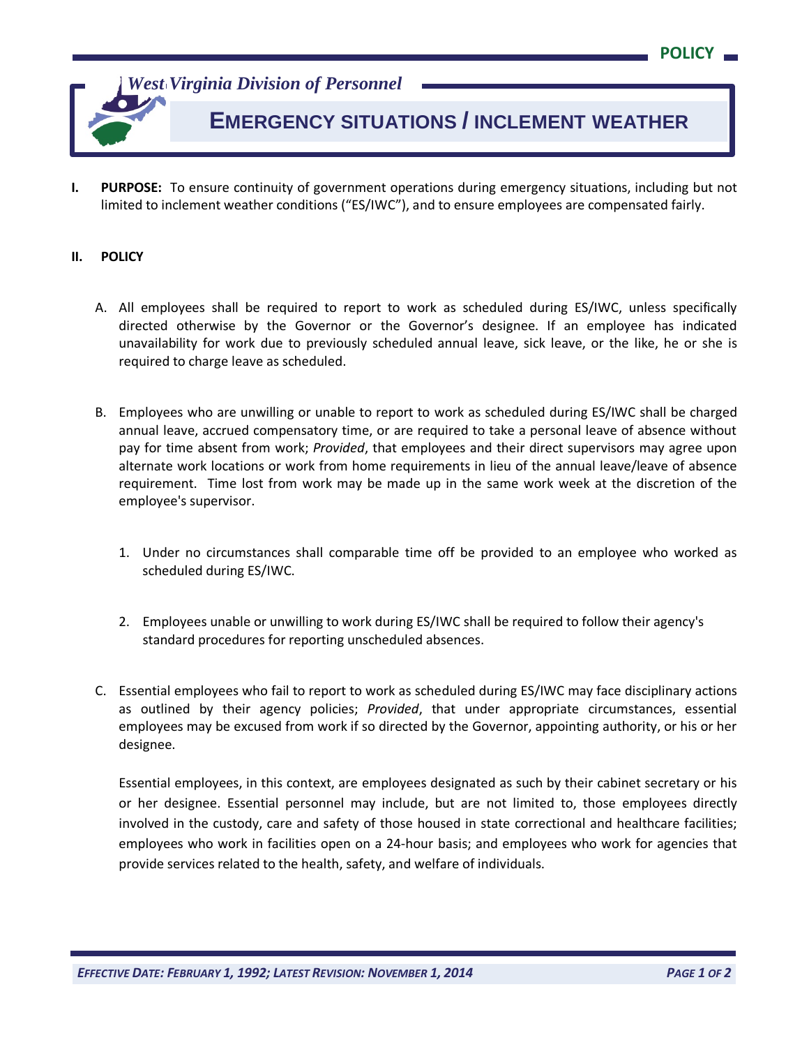# West Virginia Division of Personnel

## EMERGENCY SITUATIONS / INCLEMENT WEATHER

**I. PURPOSE:** To ensure continuity of government operations during emergency situations, including but not limited to inclement weather conditions ("ES/IWC"), and to ensure employees are compensated fairly.

**II. POLICY**

A. All employees shall be required to report to work as scheduled during ES/IWC, unless specifically directed otherwise by the Governor or the Governor's designee. If an employee has indicated unavailability for work due to previously scheduled annual leave, sick leave, or the like, he or she is required to charge leave as scheduled.

B. Employees who are unwilling or unable to report to work as scheduled during ES/IWC shall be charged annual leave, accrued compensatory time, or are required to take a personal leave of absence without pay for time absent from work; *Provided*, that employees and their direct supervisors may agree upon alternate work locations or work from home requirements in lieu of the annual leave/leave of absence requirement. Time lost from work may be made up in the same work week at the discretion of the employee's supervisor.

1. Under no circumstances shall comparable time off be provided to an employee who worked as scheduled during ES/IWC.

2. Employees unable or unwilling to work during ES/IWC shall be required to follow their agency's standard procedures for reporting unscheduled absences.

C. Essential employees who fail to report to work as scheduled during ES/IWC may face disciplinary actions as outlined by their agency policies; *Provided*, that under appropriate circumstances, essential employees may be excused from work if so directed by the Governor, appointing authority, or his or her designee.

Essential employees, in this context, are employees designated as such by their cabinet secretary or his or her designee. Essential personnel may include, but are not limited to, those employees directly involved in the custody, care and safety of those housed in state correctional and healthcare facilities; employees who work in facilities open on a 24-hour basis; and employees who work for agencies that provide services related to the health, safety, and welfare of individuals.

*EFFECTIVE DATE: FEBRUARY 1, 1992; LATEST REVISION: NOVEMBER 1, 2014*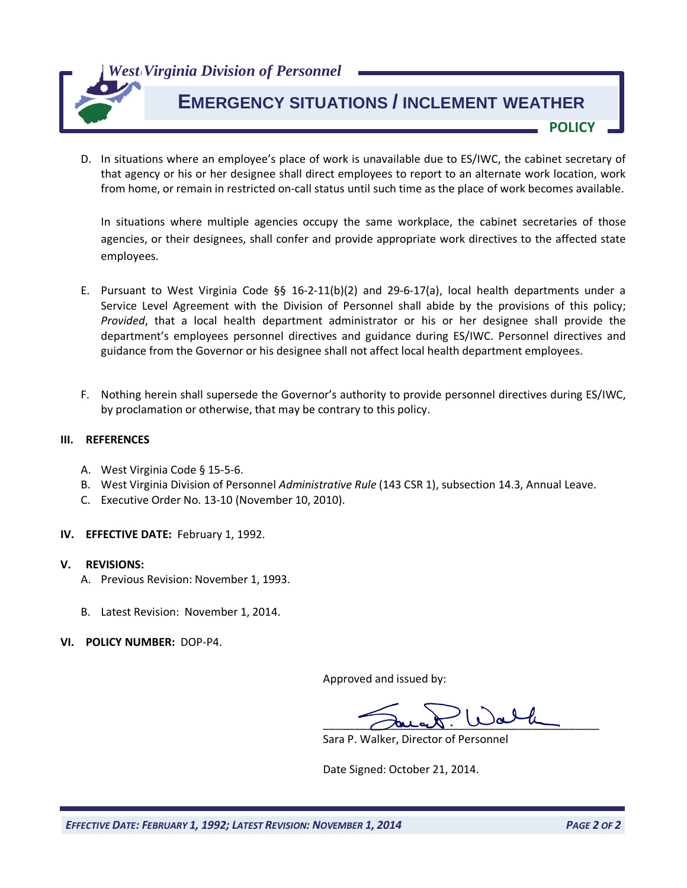D. In situations where an employee's place of work is unavailable due to ES/IWC, the cabinet secretary of that agency or his or her designee shall direct employees to report to an alternate work location, work from home, or remain in restricted on-call status until such time as the place of work becomes available.

   In situations where multiple agencies occupy the same workplace, the cabinet secretaries of those agencies, or their designees, shall confer and provide appropriate work directives to the affected state employees.

E. Pursuant to West Virginia Code §§ 16-2-11(b)(2) and 29-6-17(a), local health departments under a Service Level Agreement with the Division of Personnel shall abide by the provisions of this policy; *Provided*, that a local health department administrator or his or her designee shall provide the department's employees personnel directives and guidance during ES/IWC. Personnel directives and guidance from the Governor or his designee shall not affect local health department employees.

F. Nothing herein shall supersede the Governor's authority to provide personnel directives during ES/IWC, by proclamation or otherwise, that may be contrary to this policy.

## III. REFERENCES

A. West Virginia Code § 15-5-6.
B. West Virginia Division of Personnel *Administrative Rule* (143 CSR 1), subsection 14.3, Annual Leave.
C. Executive Order No. 13-10 (November 10, 2010).

## IV. EFFECTIVE DATE: February 1, 1992.

## V. REVISIONS:

A. Previous Revision: November 1, 1993.

B. Latest Revision: November 1, 2014.

## VI. POLICY NUMBER: DOP-P4.

Approved and issued by:

Sara P. Walker, Director of Personnel

Date Signed: October 21, 2014.